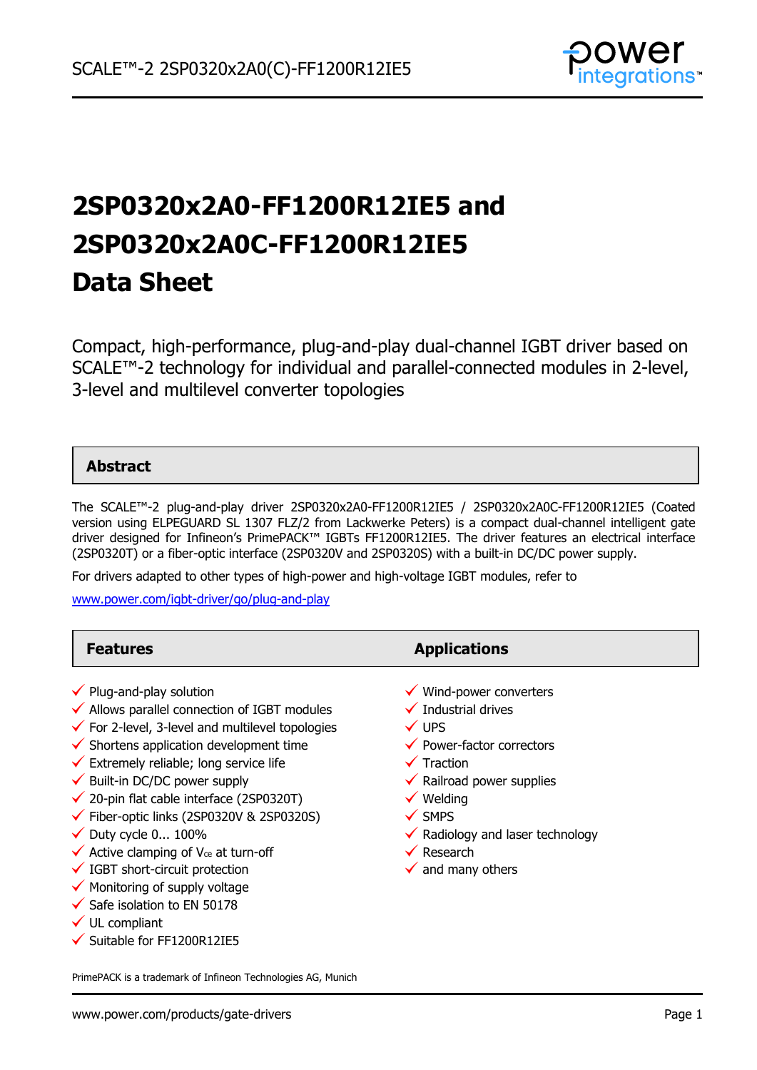# 2SP0320x2A0-FF1200R12IE5 and 2SP0320x2A0C-FF1200R12IE5 Data Sheet

Compact, high-performance, plug-and-play dual-channel IGBT driver based on SCALE™-2 technology for individual and parallel-connected modules in 2-level, 3-level and multilevel converter topologies

## Abstract

The SCALE™-2 plug-and-play driver 2SP0320x2A0-FF1200R12IE5 / 2SP0320x2A0C-FF1200R12IE5 (Coated version using ELPEGUARD SL 1307 FLZ/2 from Lackwerke Peters) is a compact dual-channel intelligent gate driver designed for Infineon's PrimePACK™ IGBTs FF1200R12IE5. The driver features an electrical interface (2SP0320T) or a fiber-optic interface (2SP0320V and 2SP0320S) with a built-in DC/DC power supply.

For drivers adapted to other types of high-power and high-voltage IGBT modules, refer to

www.power.com/igbt-driver/go/plug-and-play

## Features

- ✓ Plug-and-play solution
- ✓ Allows parallel connection of IGBT modules
- ✓ For 2-level, 3-level and multilevel topologies
- ✓ Shortens application development time
- ✓ Extremely reliable; long service life
- ✓ Built-in DC/DC power supply
- ✓ 20-pin flat cable interface (2SP0320T)
- ✓ Fiber-optic links (2SP0320V & 2SP0320S)
- ✓ Duty cycle 0... 100%
- ✓ Active clamping of $V_{ce}$ at turn-off
- ✓ IGBT short-circuit protection
- ✓ Monitoring of supply voltage
- ✓ Safe isolation to EN 50178
- ✓ UL compliant
- ✓ Suitable for FF1200R12IE5

## Applications

- ✓ Wind-power converters
- ✓ Industrial drives
- ✓ UPS
- ✓ Power-factor correctors
- ✓ Traction
- ✓ Railroad power supplies
- ✓ Welding
- ✓ SMPS
- ✓ Radiology and laser technology
- ✓ Research
- ✓ and many others

PrimePACK is a trademark of Infineon Technologies AG, Munich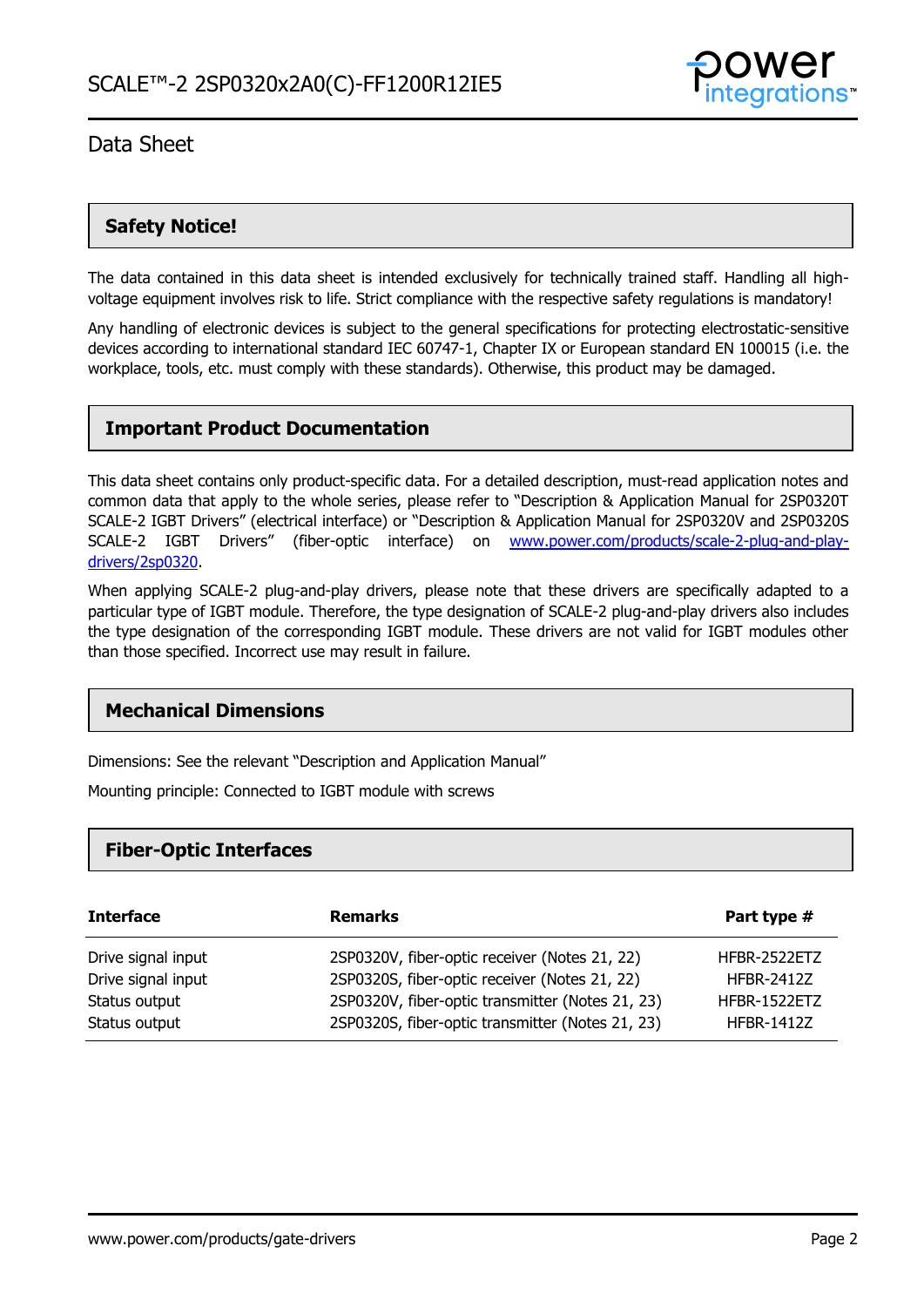## Safety Notice!

The data contained in this data sheet is intended exclusively for technically trained staff. Handling all high-voltage equipment involves risk to life. Strict compliance with the respective safety regulations is mandatory!

Any handling of electronic devices is subject to the general specifications for protecting electrostatic-sensitive devices according to international standard IEC 60747-1, Chapter IX or European standard EN 100015 (i.e. the workplace, tools, etc. must comply with these standards). Otherwise, this product may be damaged.

## Important Product Documentation

This data sheet contains only product-specific data. For a detailed description, must-read application notes and common data that apply to the whole series, please refer to "Description & Application Manual for 2SP0320T SCALE-2 IGBT Drivers" (electrical interface) or "Description & Application Manual for 2SP0320V and 2SP0320S SCALE-2 IGBT Drivers" (fiber-optic interface) on [www.power.com/products/scale-2-plug-and-play-drivers/2sp0320](www.power.com/products/scale-2-plug-and-play-drivers/2sp0320).

When applying SCALE-2 plug-and-play drivers, please note that these drivers are specifically adapted to a particular type of IGBT module. Therefore, the type designation of SCALE-2 plug-and-play drivers also includes the type designation of the corresponding IGBT module. These drivers are not valid for IGBT modules other than those specified. Incorrect use may result in failure.

## Mechanical Dimensions

Dimensions: See the relevant "Description and Application Manual"

Mounting principle: Connected to IGBT module with screws

## Fiber-Optic Interfaces

| Interface | Remarks | Part type # |
|---|---|---|
| Drive signal input | 2SP0320V, fiber-optic receiver (Notes 21, 22) | HFBR-2522ETZ |
| Drive signal input | 2SP0320S, fiber-optic receiver (Notes 21, 22) | HFBR-2412Z |
| Status output | 2SP0320V, fiber-optic transmitter (Notes 21, 23) | HFBR-1522ETZ |
| Status output | 2SP0320S, fiber-optic transmitter (Notes 21, 23) | HFBR-1412Z |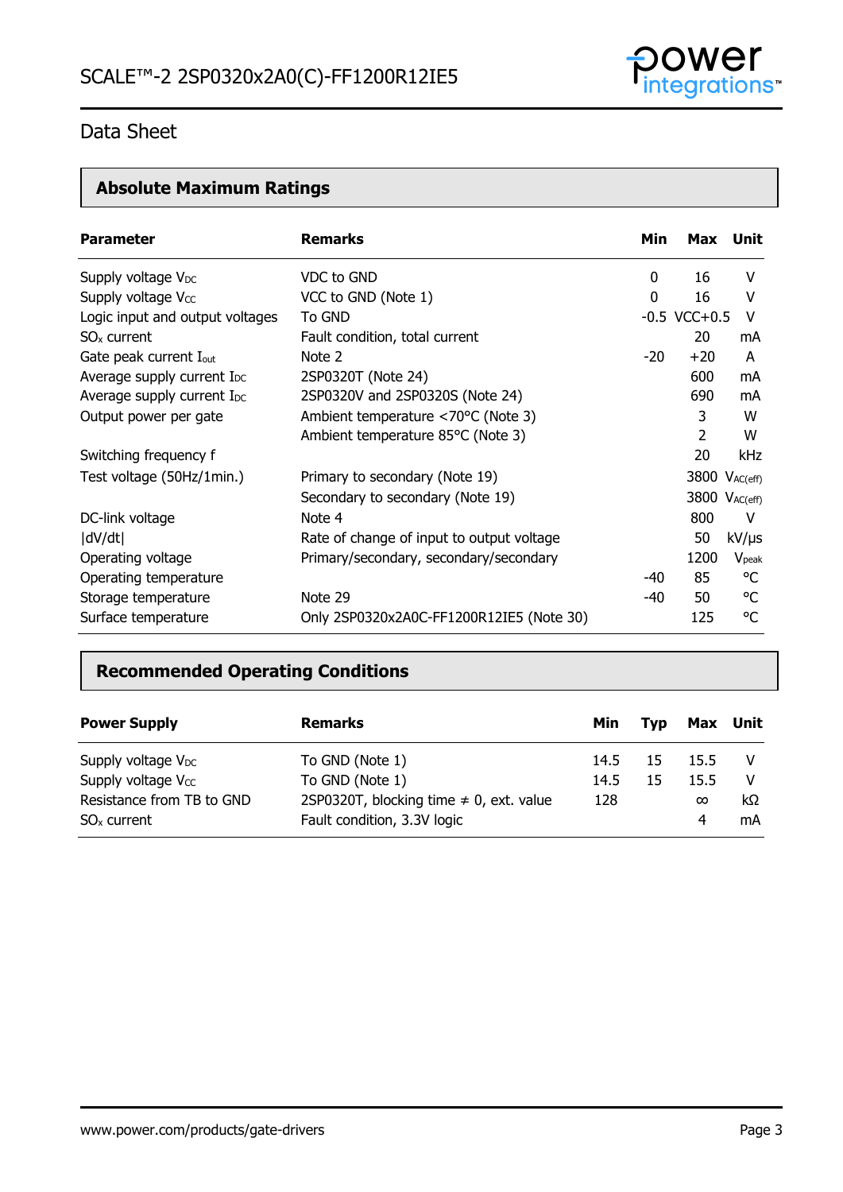## Data Sheet

## Absolute Maximum Ratings

| Parameter | Remarks | Min | Max | Unit |
|---|---|---|---|---|
| Supply voltage $V_{DC}$ | VDC to GND | 0 | 16 | V |
| Supply voltage $V_{CC}$ | VCC to GND (Note 1) | 0 | 16 | V |
| Logic input and output voltages | To GND | -0.5 | VCC+0.5 | V |
| $SO_x$ current | Fault condition, total current | | 20 | mA |
| Gate peak current $I_{out}$ | Note 2 | -20 | +20 | A |
| Average supply current $I_{DC}$ | 2SP0320T (Note 24) | | 600 | mA |
| Average supply current $I_{DC}$ | 2SP0320V and 2SP0320S (Note 24) | | 690 | mA |
| Output power per gate | Ambient temperature <70°C (Note 3) | | 3 | W |
| | Ambient temperature 85°C (Note 3) | | 2 | W |
| Switching frequency f | | | 20 | kHz |
| Test voltage (50Hz/1min.) | Primary to secondary (Note 19) | | 3800 | $V_{AC(eff)}$ |
| | Secondary to secondary (Note 19) | | 3800 | $V_{AC(eff)}$ |
| DC-link voltage | Note 4 | | 800 | V |
| \|dV/dt\| | Rate of change of input to output voltage | | 50 | kV/μs |
| Operating voltage | Primary/secondary, secondary/secondary | | 1200 | $V_{peak}$ |
| Operating temperature | | -40 | 85 | °C |
| Storage temperature | Note 29 | -40 | 50 | °C |
| Surface temperature | Only 2SP0320x2A0C-FF1200R12IE5 (Note 30) | | 125 | °C |

## Recommended Operating Conditions

| Power Supply | Remarks | Min | Typ | Max | Unit |
|---|---|---|---|---|---|
| Supply voltage $V_{DC}$ | To GND (Note 1) | 14.5 | 15 | 15.5 | V |
| Supply voltage $V_{CC}$ | To GND (Note 1) | 14.5 | 15 | 15.5 | V |
| Resistance from TB to GND | 2SP0320T, blocking time ≠ 0, ext. value | 128 | | ∞ | kΩ |
| $SO_x$ current | Fault condition, 3.3V logic | | | 4 | mA |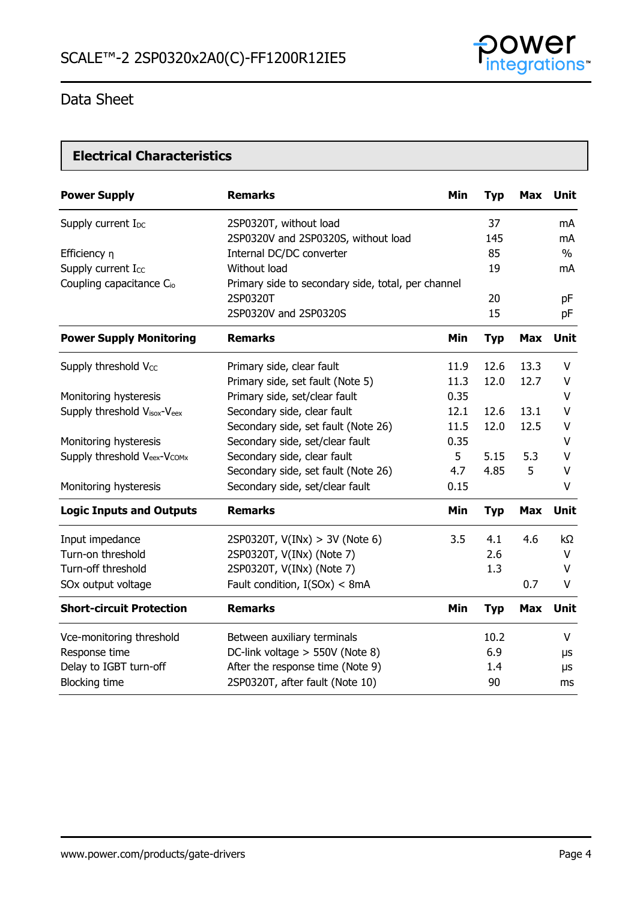## Data Sheet

### Electrical Characteristics

| Power Supply | Remarks | Min | Typ | Max | Unit |
|---|---|---|---|---|---|
| Supply current $I_{DC}$ | 2SP0320T, without load | | 37 | | mA |
| | 2SP0320V and 2SP0320S, without load | | 145 | | mA |
| Efficiency η | Internal DC/DC converter | | 85 | | % |
| Supply current $I_{CC}$ | Without load | | 19 | | mA |
| Coupling capacitance $C_{io}$ | Primary side to secondary side, total, per channel | | | | |
| | 2SP0320T | | 20 | | pF |
| | 2SP0320V and 2SP0320S | | 15 | | pF |

| Power Supply Monitoring | Remarks | Min | Typ | Max | Unit |
|---|---|---|---|---|---|
| Supply threshold $V_{CC}$ | Primary side, clear fault | 11.9 | 12.6 | 13.3 | V |
| | Primary side, set fault (Note 5) | 11.3 | 12.0 | 12.7 | V |
| Monitoring hysteresis | Primary side, set/clear fault | 0.35 | | | V |
| Supply threshold $V_{isox}$-$V_{eex}$ | Secondary side, clear fault | 12.1 | 12.6 | 13.1 | V |
| | Secondary side, set fault (Note 26) | 11.5 | 12.0 | 12.5 | V |
| Monitoring hysteresis | Secondary side, set/clear fault | 0.35 | | | V |
| Supply threshold $V_{eex}$-$V_{COMx}$ | Secondary side, clear fault | 5 | 5.15 | 5.3 | V |
| | Secondary side, set fault (Note 26) | 4.7 | 4.85 | 5 | V |
| Monitoring hysteresis | Secondary side, set/clear fault | 0.15 | | | V |

| Logic Inputs and Outputs | Remarks | Min | Typ | Max | Unit |
|---|---|---|---|---|---|
| Input impedance | 2SP0320T, V(INx) > 3V (Note 6) | 3.5 | 4.1 | 4.6 | kΩ |
| Turn-on threshold | 2SP0320T, V(INx) (Note 7) | | 2.6 | | V |
| Turn-off threshold | 2SP0320T, V(INx) (Note 7) | | 1.3 | | V |
| SOx output voltage | Fault condition, I(SOx) < 8mA | | | 0.7 | V |

| Short-circuit Protection | Remarks | Min | Typ | Max | Unit |
|---|---|---|---|---|---|
| Vce-monitoring threshold | Between auxiliary terminals | | 10.2 | | V |
| Response time | DC-link voltage > 550V (Note 8) | | 6.9 | | µs |
| Delay to IGBT turn-off | After the response time (Note 9) | | 1.4 | | µs |
| Blocking time | 2SP0320T, after fault (Note 10) | | 90 | | ms |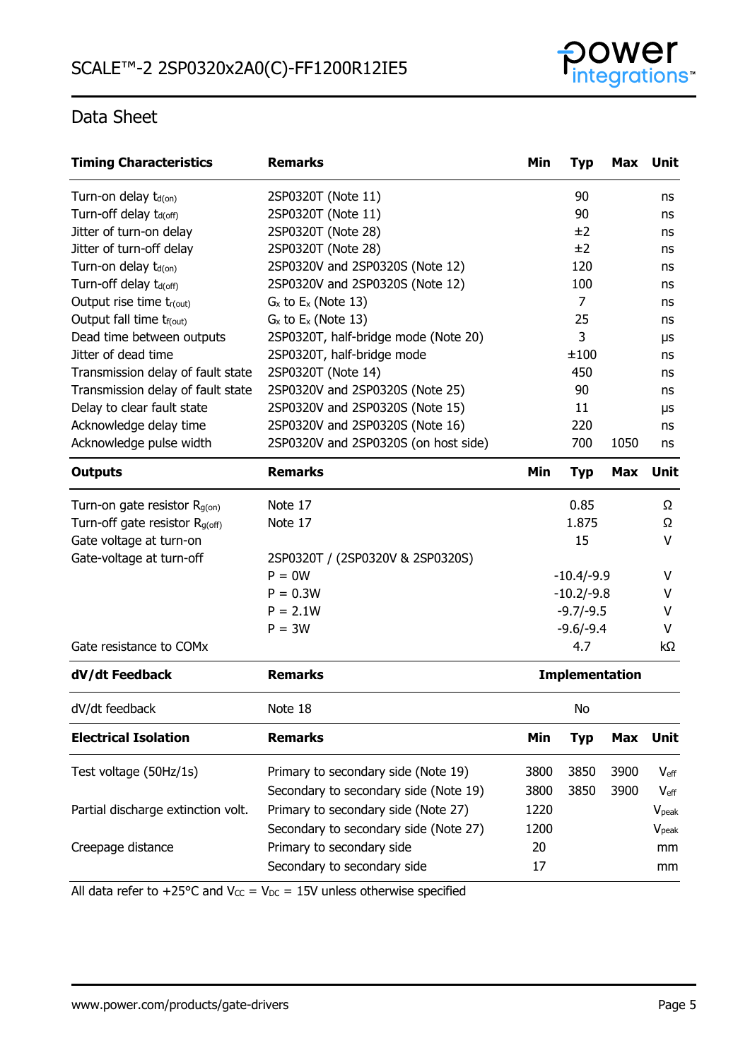## Data Sheet

| Timing Characteristics | Remarks | Min | Typ | Max | Unit |
|---|---|---|---|---|---|
| Turn-on delay $t_{d(on)}$ | 2SP0320T (Note 11) | | 90 | | ns |
| Turn-off delay $t_{d(off)}$ | 2SP0320T (Note 11) | | 90 | | ns |
| Jitter of turn-on delay | 2SP0320T (Note 28) | | ±2 | | ns |
| Jitter of turn-off delay | 2SP0320T (Note 28) | | ±2 | | ns |
| Turn-on delay $t_{d(on)}$ | 2SP0320V and 2SP0320S (Note 12) | | 120 | | ns |
| Turn-off delay $t_{d(off)}$ | 2SP0320V and 2SP0320S (Note 12) | | 100 | | ns |
| Output rise time $t_{r(out)}$ | $G_x$ to $E_x$ (Note 13) | | 7 | | ns |
| Output fall time $t_{f(out)}$ | $G_x$ to $E_x$ (Note 13) | | 25 | | ns |
| Dead time between outputs | 2SP0320T, half-bridge mode (Note 20) | | 3 | | µs |
| Jitter of dead time | 2SP0320T, half-bridge mode | | ±100 | | ns |
| Transmission delay of fault state | 2SP0320T (Note 14) | | 450 | | ns |
| Transmission delay of fault state | 2SP0320V and 2SP0320S (Note 25) | | 90 | | ns |
| Delay to clear fault state | 2SP0320V and 2SP0320S (Note 15) | | 11 | | µs |
| Acknowledge delay time | 2SP0320V and 2SP0320S (Note 16) | | 220 | | ns |
| Acknowledge pulse width | 2SP0320V and 2SP0320S (on host side) | | 700 | 1050 | ns |

| Outputs | Remarks | Min | Typ | Max | Unit |
|---|---|---|---|---|---|
| Turn-on gate resistor $R_{g(on)}$ | Note 17 | | 0.85 | | Ω |
| Turn-off gate resistor $R_{g(off)}$ | Note 17 | | 1.875 | | Ω |
| Gate voltage at turn-on | | | 15 | | V |
| Gate-voltage at turn-off | 2SP0320T / (2SP0320V & 2SP0320S) | | | | |
| | P = 0W | | -10.4/-9.9 | | V |
| | P = 0.3W | | -10.2/-9.8 | | V |
| | P = 2.1W | | -9.7/-9.5 | | V |
| | P = 3W | | -9.6/-9.4 | | V |
| Gate resistance to COMx | | | 4.7 | | kΩ |

| dV/dt Feedback | Remarks | Implementation |
|---|---|---|
| dV/dt feedback | Note 18 | No |

| Electrical Isolation | Remarks | Min | Typ | Max | Unit |
|---|---|---|---|---|---|
| Test voltage (50Hz/1s) | Primary to secondary side (Note 19) | 3800 | 3850 | 3900 | $V_{eff}$ |
| | Secondary to secondary side (Note 19) | 3800 | 3850 | 3900 | $V_{eff}$ |
| Partial discharge extinction volt. | Primary to secondary side (Note 27) | 1220 | | | $V_{peak}$ |
| | Secondary to secondary side (Note 27) | 1200 | | | $V_{peak}$ |
| Creepage distance | Primary to secondary side | 20 | | | mm |
| | Secondary to secondary side | 17 | | | mm |

All data refer to +25°C and $V_{CC}$ = $V_{DC}$ = 15V unless otherwise specified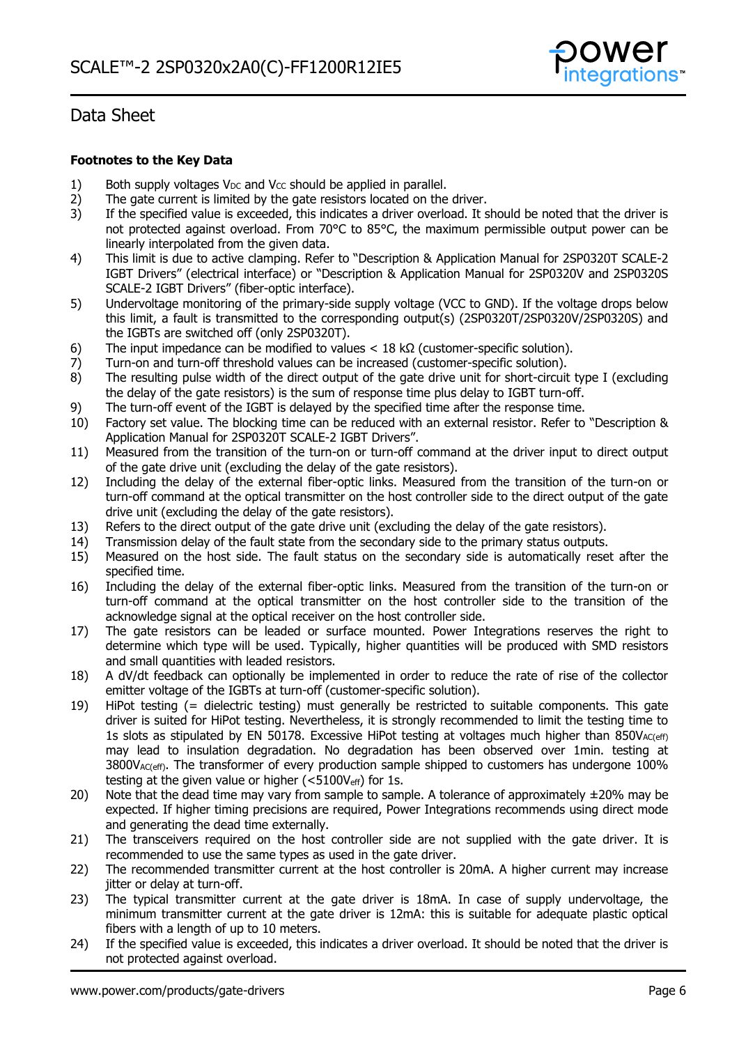## Data Sheet

**Footnotes to the Key Data**

1) Both supply voltages $V_{DC}$ and $V_{CC}$ should be applied in parallel.
2) The gate current is limited by the gate resistors located on the driver.
3) If the specified value is exceeded, this indicates a driver overload. It should be noted that the driver is not protected against overload. From 70°C to 85°C, the maximum permissible output power can be linearly interpolated from the given data.
4) This limit is due to active clamping. Refer to "Description & Application Manual for 2SP0320T SCALE-2 IGBT Drivers" (electrical interface) or "Description & Application Manual for 2SP0320V and 2SP0320S SCALE-2 IGBT Drivers" (fiber-optic interface).
5) Undervoltage monitoring of the primary-side supply voltage (VCC to GND). If the voltage drops below this limit, a fault is transmitted to the corresponding output(s) (2SP0320T/2SP0320V/2SP0320S) and the IGBTs are switched off (only 2SP0320T).
6) The input impedance can be modified to values < 18 kΩ (customer-specific solution).
7) Turn-on and turn-off threshold values can be increased (customer-specific solution).
8) The resulting pulse width of the direct output of the gate drive unit for short-circuit type I (excluding the delay of the gate resistors) is the sum of response time plus delay to IGBT turn-off.
9) The turn-off event of the IGBT is delayed by the specified time after the response time.
10) Factory set value. The blocking time can be reduced with an external resistor. Refer to "Description & Application Manual for 2SP0320T SCALE-2 IGBT Drivers".
11) Measured from the transition of the turn-on or turn-off command at the driver input to direct output of the gate drive unit (excluding the delay of the gate resistors).
12) Including the delay of the external fiber-optic links. Measured from the transition of the turn-on or turn-off command at the optical transmitter on the host controller side to the direct output of the gate drive unit (excluding the delay of the gate resistors).
13) Refers to the direct output of the gate drive unit (excluding the delay of the gate resistors).
14) Transmission delay of the fault state from the secondary side to the primary status outputs.
15) Measured on the host side. The fault status on the secondary side is automatically reset after the specified time.
16) Including the delay of the external fiber-optic links. Measured from the transition of the turn-on or turn-off command at the optical transmitter on the host controller side to the transition of the acknowledge signal at the optical receiver on the host controller side.
17) The gate resistors can be leaded or surface mounted. Power Integrations reserves the right to determine which type will be used. Typically, higher quantities will be produced with SMD resistors and small quantities with leaded resistors.
18) A dV/dt feedback can optionally be implemented in order to reduce the rate of rise of the collector emitter voltage of the IGBTs at turn-off (customer-specific solution).
19) HiPot testing (= dielectric testing) must generally be restricted to suitable components. This gate driver is suited for HiPot testing. Nevertheless, it is strongly recommended to limit the testing time to 1s slots as stipulated by EN 50178. Excessive HiPot testing at voltages much higher than $850V_{AC(eff)}$ may lead to insulation degradation. No degradation has been observed over 1min. testing at $3800V_{AC(eff)}$. The transformer of every production sample shipped to customers has undergone 100% testing at the given value or higher ($<5100V_{eff}$) for 1s.
20) Note that the dead time may vary from sample to sample. A tolerance of approximately ±20% may be expected. If higher timing precisions are required, Power Integrations recommends using direct mode and generating the dead time externally.
21) The transceivers required on the host controller side are not supplied with the gate driver. It is recommended to use the same types as used in the gate driver.
22) The recommended transmitter current at the host controller is 20mA. A higher current may increase jitter or delay at turn-off.
23) The typical transmitter current at the gate driver is 18mA. In case of supply undervoltage, the minimum transmitter current at the gate driver is 12mA: this is suitable for adequate plastic optical fibers with a length of up to 10 meters.
24) If the specified value is exceeded, this indicates a driver overload. It should be noted that the driver is not protected against overload.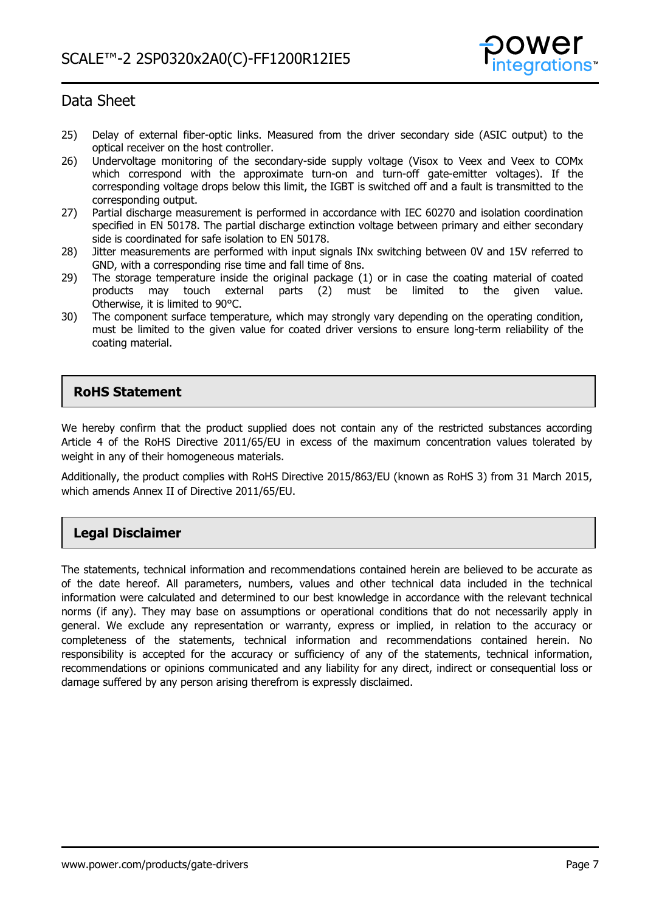25) Delay of external fiber-optic links. Measured from the driver secondary side (ASIC output) to the optical receiver on the host controller.

26) Undervoltage monitoring of the secondary-side supply voltage (Visox to Veex and Veex to COMx which correspond with the approximate turn-on and turn-off gate-emitter voltages). If the corresponding voltage drops below this limit, the IGBT is switched off and a fault is transmitted to the corresponding output.

27) Partial discharge measurement is performed in accordance with IEC 60270 and isolation coordination specified in EN 50178. The partial discharge extinction voltage between primary and either secondary side is coordinated for safe isolation to EN 50178.

28) Jitter measurements are performed with input signals INx switching between 0V and 15V referred to GND, with a corresponding rise time and fall time of 8ns.

29) The storage temperature inside the original package (1) or in case the coating material of coated products may touch external parts (2) must be limited to the given value. Otherwise, it is limited to 90°C.

30) The component surface temperature, which may strongly vary depending on the operating condition, must be limited to the given value for coated driver versions to ensure long-term reliability of the coating material.

## RoHS Statement

We hereby confirm that the product supplied does not contain any of the restricted substances according Article 4 of the RoHS Directive 2011/65/EU in excess of the maximum concentration values tolerated by weight in any of their homogeneous materials.

Additionally, the product complies with RoHS Directive 2015/863/EU (known as RoHS 3) from 31 March 2015, which amends Annex II of Directive 2011/65/EU.

## Legal Disclaimer

The statements, technical information and recommendations contained herein are believed to be accurate as of the date hereof. All parameters, numbers, values and other technical data included in the technical information were calculated and determined to our best knowledge in accordance with the relevant technical norms (if any). They may base on assumptions or operational conditions that do not necessarily apply in general. We exclude any representation or warranty, express or implied, in relation to the accuracy or completeness of the statements, technical information and recommendations contained herein. No responsibility is accepted for the accuracy or sufficiency of any of the statements, technical information, recommendations or opinions communicated and any liability for any direct, indirect or consequential loss or damage suffered by any person arising therefrom is expressly disclaimed.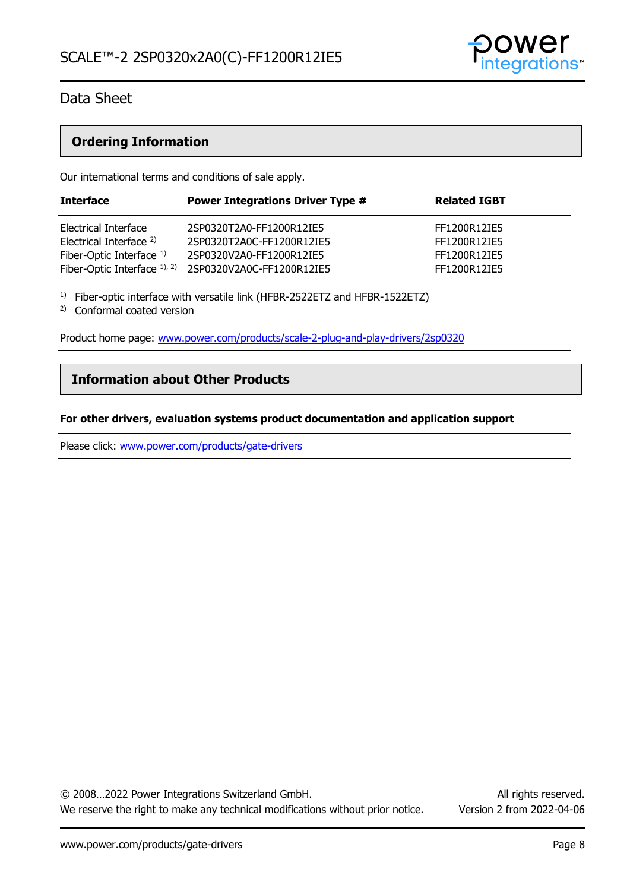## Ordering Information

Our international terms and conditions of sale apply.

| Interface | Power Integrations Driver Type # | Related IGBT |
|---|---|---|
| Electrical Interface | 2SP0320T2A0-FF1200R12IE5 | FF1200R12IE5 |
| Electrical Interface [2] | 2SP0320T2A0C-FF1200R12IE5 | FF1200R12IE5 |
| Fiber-Optic Interface [1] | 2SP0320V2A0-FF1200R12IE5 | FF1200R12IE5 |
| Fiber-Optic Interface [1], [2] | 2SP0320V2A0C-FF1200R12IE5 | FF1200R12IE5 |

[1] Fiber-optic interface with versatile link (HFBR-2522ETZ and HFBR-1522ETZ)

[2] Conformal coated version

Product home page: www.power.com/products/scale-2-plug-and-play-drivers/2sp0320

## Information about Other Products

**For other drivers, evaluation systems product documentation and application support**

Please click: www.power.com/products/gate-drivers

© 2008…2022 Power Integrations Switzerland GmbH. All rights reserved.
We reserve the right to make any technical modifications without prior notice. Version 2 from 2022-04-06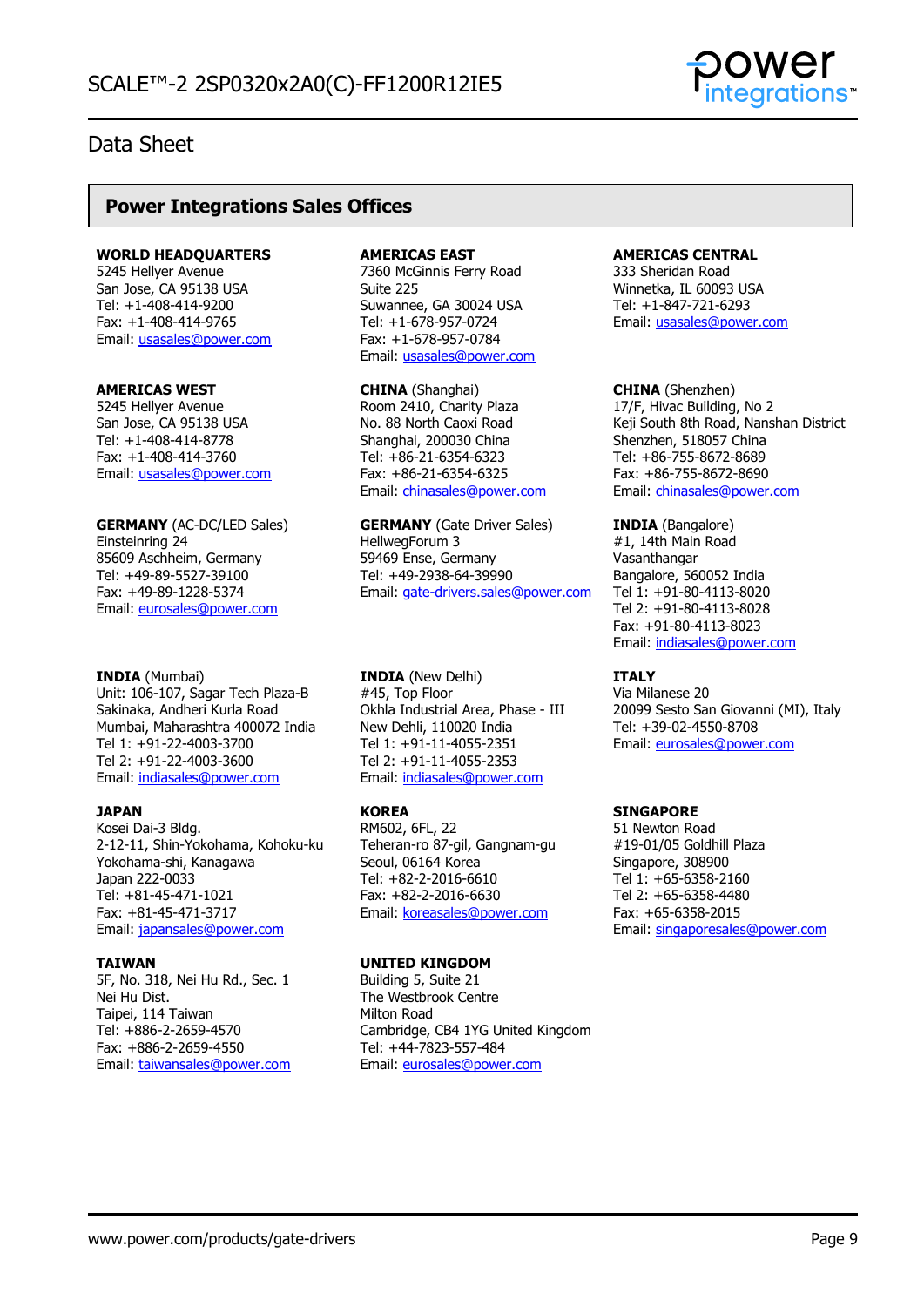## Power Integrations Sales Offices

**WORLD HEADQUARTERS**
5245 Hellyer Avenue
San Jose, CA 95138 USA
Tel: +1-408-414-9200
Fax: +1-408-414-9765
Email: usasales@power.com

**AMERICAS EAST**
7360 McGinnis Ferry Road
Suite 225
Suwannee, GA 30024 USA
Tel: +1-678-957-0724
Fax: +1-678-957-0784
Email: usasales@power.com

**AMERICAS CENTRAL**
333 Sheridan Road
Winnetka, IL 60093 USA
Tel: +1-847-721-6293
Email: usasales@power.com

**AMERICAS WEST**
5245 Hellyer Avenue
San Jose, CA 95138 USA
Tel: +1-408-414-8778
Fax: +1-408-414-3760
Email: usasales@power.com

**CHINA** (Shanghai)
Room 2410, Charity Plaza
No. 88 North Caoxi Road
Shanghai, 200030 China
Tel: +86-21-6354-6323
Fax: +86-21-6354-6325
Email: chinasales@power.com

**CHINA** (Shenzhen)
17/F, Hivac Building, No 2
Keji South 8th Road, Nanshan District
Shenzhen, 518057 China
Tel: +86-755-8672-8689
Fax: +86-755-8672-8690
Email: chinasales@power.com

**GERMANY** (AC-DC/LED Sales)
Einsteinring 24
85609 Aschheim, Germany
Tel: +49-89-5527-39100
Fax: +49-89-1228-5374
Email: eurosales@power.com

**GERMANY** (Gate Driver Sales)
HellwegForum 3
59469 Ense, Germany
Tel: +49-2938-64-39990
Email: gate-drivers.sales@power.com

**INDIA** (Bangalore)
#1, 14th Main Road
Vasanthangar
Bangalore, 560052 India
Tel 1: +91-80-4113-8020
Tel 2: +91-80-4113-8028
Fax: +91-80-4113-8023
Email: indiasales@power.com

**INDIA** (Mumbai)
Unit: 106-107, Sagar Tech Plaza-B
Sakinaka, Andheri Kurla Road
Mumbai, Maharashtra 400072 India
Tel 1: +91-22-4003-3700
Tel 2: +91-22-4003-3600
Email: indiasales@power.com

**INDIA** (New Delhi)
#45, Top Floor
Okhla Industrial Area, Phase - III
New Dehli, 110020 India
Tel 1: +91-11-4055-2351
Tel 2: +91-11-4055-2353
Email: indiasales@power.com

**ITALY**
Via Milanese 20
20099 Sesto San Giovanni (MI), Italy
Tel: +39-02-4550-8708
Email: eurosales@power.com

**JAPAN**
Kosei Dai-3 Bldg.
2-12-11, Shin-Yokohama, Kohoku-ku
Yokohama-shi, Kanagawa
Japan 222-0033
Tel: +81-45-471-1021
Fax: +81-45-471-3717
Email: japansales@power.com

**KOREA**
RM602, 6FL, 22
Teheran-ro 87-gil, Gangnam-gu
Seoul, 06164 Korea
Tel: +82-2-2016-6610
Fax: +82-2-2016-6630
Email: koreasales@power.com

**SINGAPORE**
51 Newton Road
#19-01/05 Goldhill Plaza
Singapore, 308900
Tel 1: +65-6358-2160
Tel 2: +65-6358-4480
Fax: +65-6358-2015
Email: singaporesales@power.com

**TAIWAN**
5F, No. 318, Nei Hu Rd., Sec. 1
Nei Hu Dist.
Taipei, 114 Taiwan
Tel: +886-2-2659-4570
Fax: +886-2-2659-4550
Email: taiwansales@power.com

**UNITED KINGDOM**
Building 5, Suite 21
The Westbrook Centre
Milton Road
Cambridge, CB4 1YG United Kingdom
Tel: +44-7823-557-484
Email: eurosales@power.com